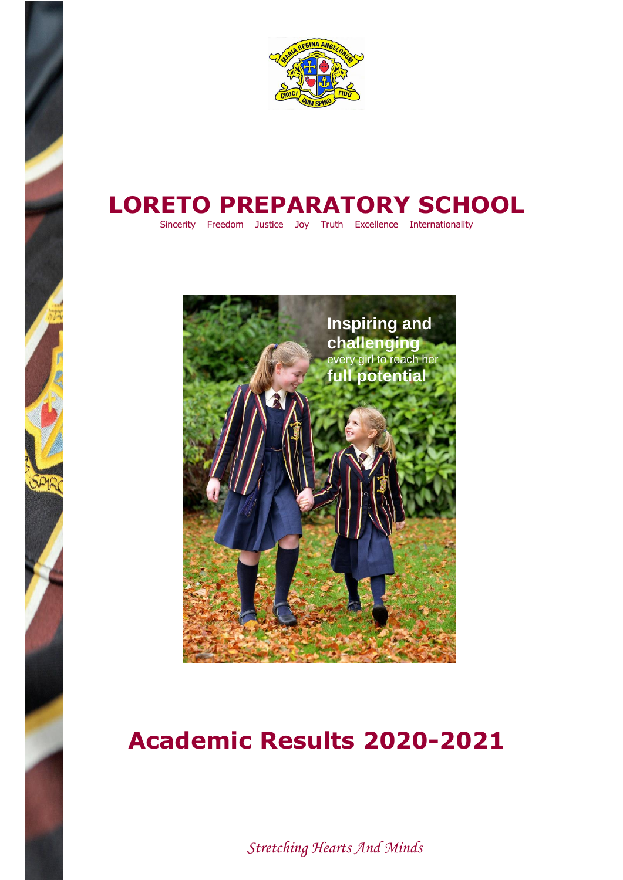# LORETO PREPARATORY SCHOOL

Sincerity Freedom Justice Joy Truth Excellence Internationality

**Inspiring and challenging** every girl to reach her **full potential**

# Academic Results 2020-2021

*Stretching Hearts And Minds*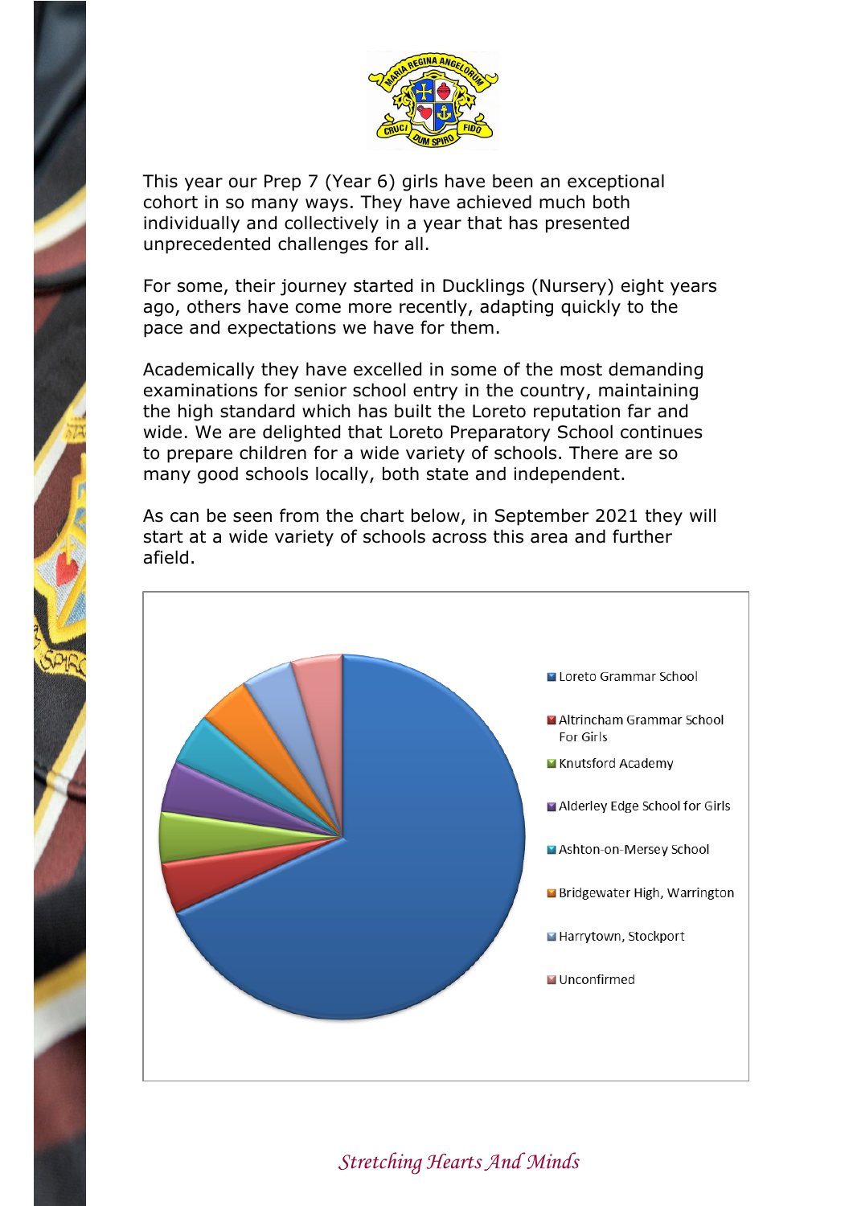This year our Prep 7 (Year 6) girls have been an exceptional cohort in so many ways. They have achieved much both individually and collectively in a year that has presented unprecedented challenges for all.

For some, their journey started in Ducklings (Nursery) eight years ago, others have come more recently, adapting quickly to the pace and expectations we have for them.

Academically they have excelled in some of the most demanding examinations for senior school entry in the country, maintaining the high standard which has built the Loreto reputation far and wide. We are delighted that Loreto Preparatory School continues to prepare children for a wide variety of schools. There are so many good schools locally, both state and independent.

As can be seen from the chart below, in September 2021 they will start at a wide variety of schools across this area and further afield.

- Loreto Grammar School
- Altrincham Grammar School For Girls
- Knutsford Academy
- Alderley Edge School for Girls
- Ashton-on-Mersey School
- Bridgewater High, Warrington
- Harrytown, Stockport
- Unconfirmed

*Stretching Hearts And Minds*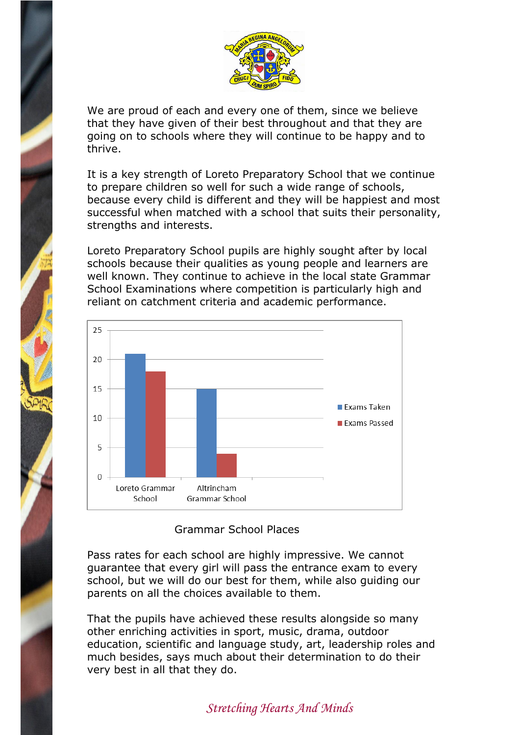We are proud of each and every one of them, since we believe that they have given of their best throughout and that they are going on to schools where they will continue to be happy and to thrive.

It is a key strength of Loreto Preparatory School that we continue to prepare children so well for such a wide range of schools, because every child is different and they will be happiest and most successful when matched with a school that suits their personality, strengths and interests.

Loreto Preparatory School pupils are highly sought after by local schools because their qualities as young people and learners are well known. They continue to achieve in the local state Grammar School Examinations where competition is particularly high and reliant on catchment criteria and academic performance.

| | Exams Taken | Exams Passed |
|---|---|---|
| Loreto Grammar School | 21 | 18 |
| Altrincham Grammar School | 15 | 4 |

Grammar School Places

Pass rates for each school are highly impressive. We cannot guarantee that every girl will pass the entrance exam to every school, but we will do our best for them, while also guiding our parents on all the choices available to them.

That the pupils have achieved these results alongside so many other enriching activities in sport, music, drama, outdoor education, scientific and language study, art, leadership roles and much besides, says much about their determination to do their very best in all that they do.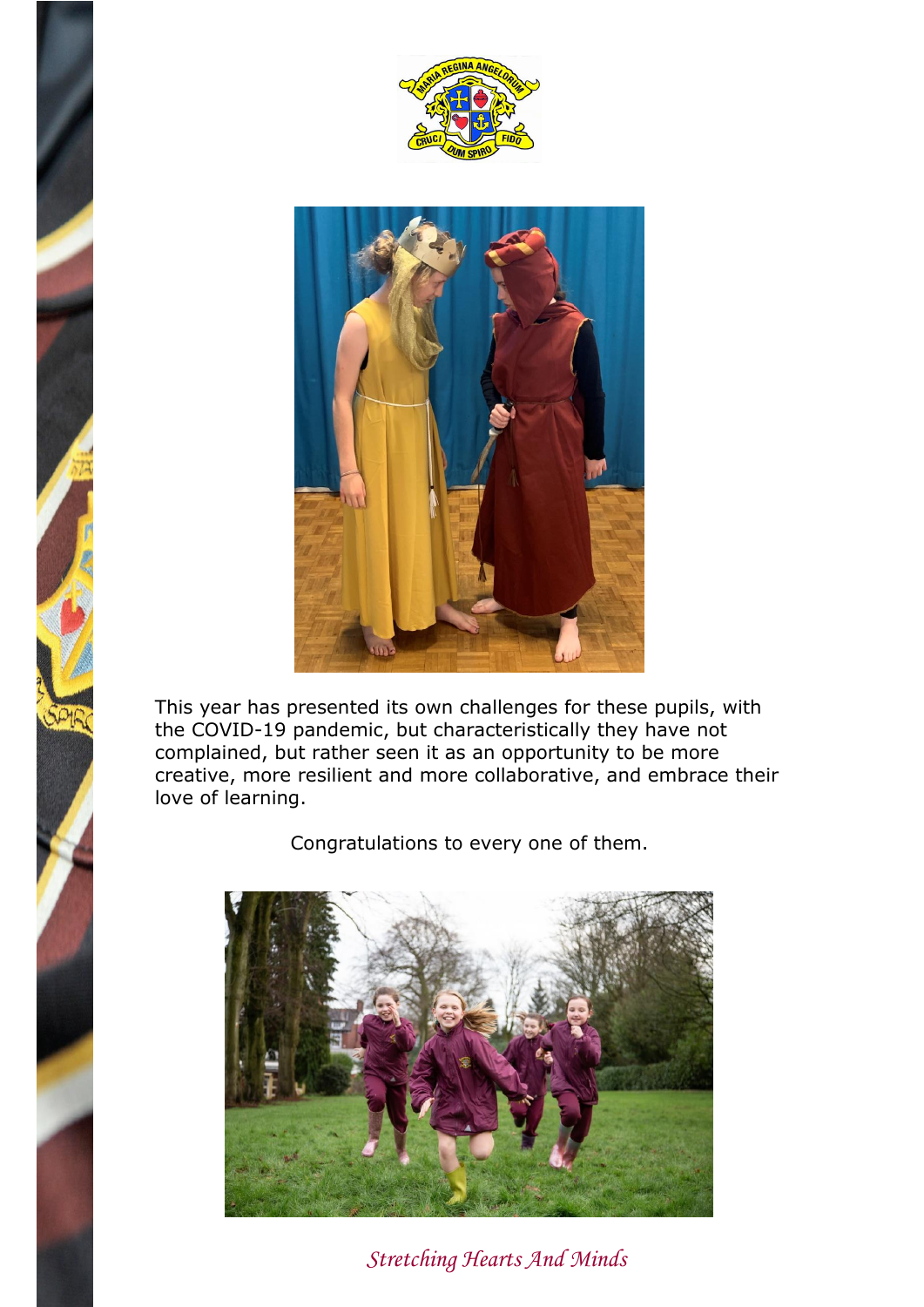This year has presented its own challenges for these pupils, with the COVID-19 pandemic, but characteristically they have not complained, but rather seen it as an opportunity to be more creative, more resilient and more collaborative, and embrace their love of learning.

Congratulations to every one of them.

*Stretching Hearts And Minds*